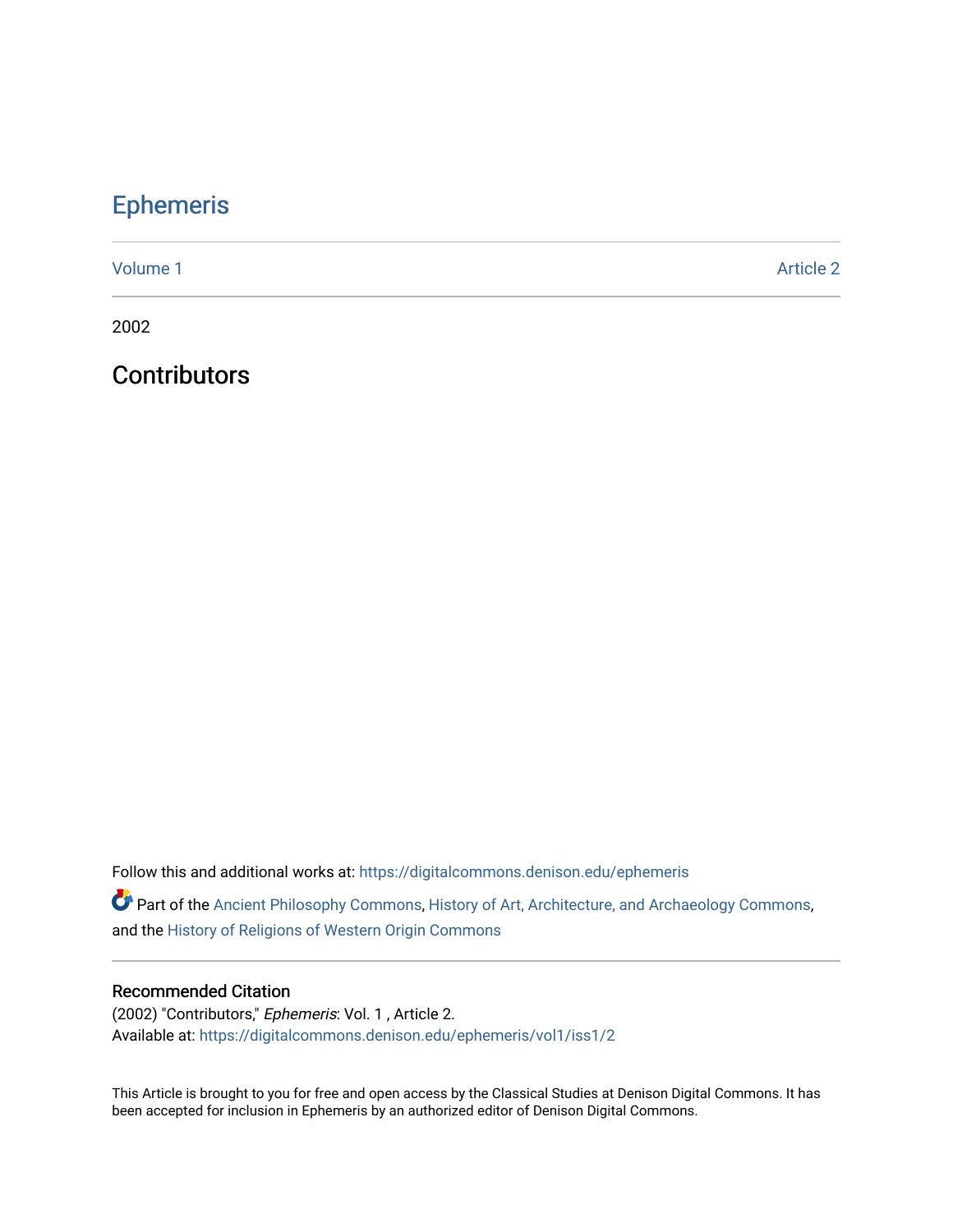# Ephemeris

Volume 1 Article 2

2002

## Contributors

Follow this and additional works at: https://digitalcommons.denison.edu/ephemeris

Part of the Ancient Philosophy Commons, History of Art, Architecture, and Archaeology Commons, and the History of Religions of Western Origin Commons

### Recommended Citation

(2002) "Contributors," *Ephemeris*: Vol. 1 , Article 2.
Available at: https://digitalcommons.denison.edu/ephemeris/vol1/iss1/2

This Article is brought to you for free and open access by the Classical Studies at Denison Digital Commons. It has been accepted for inclusion in Ephemeris by an authorized editor of Denison Digital Commons.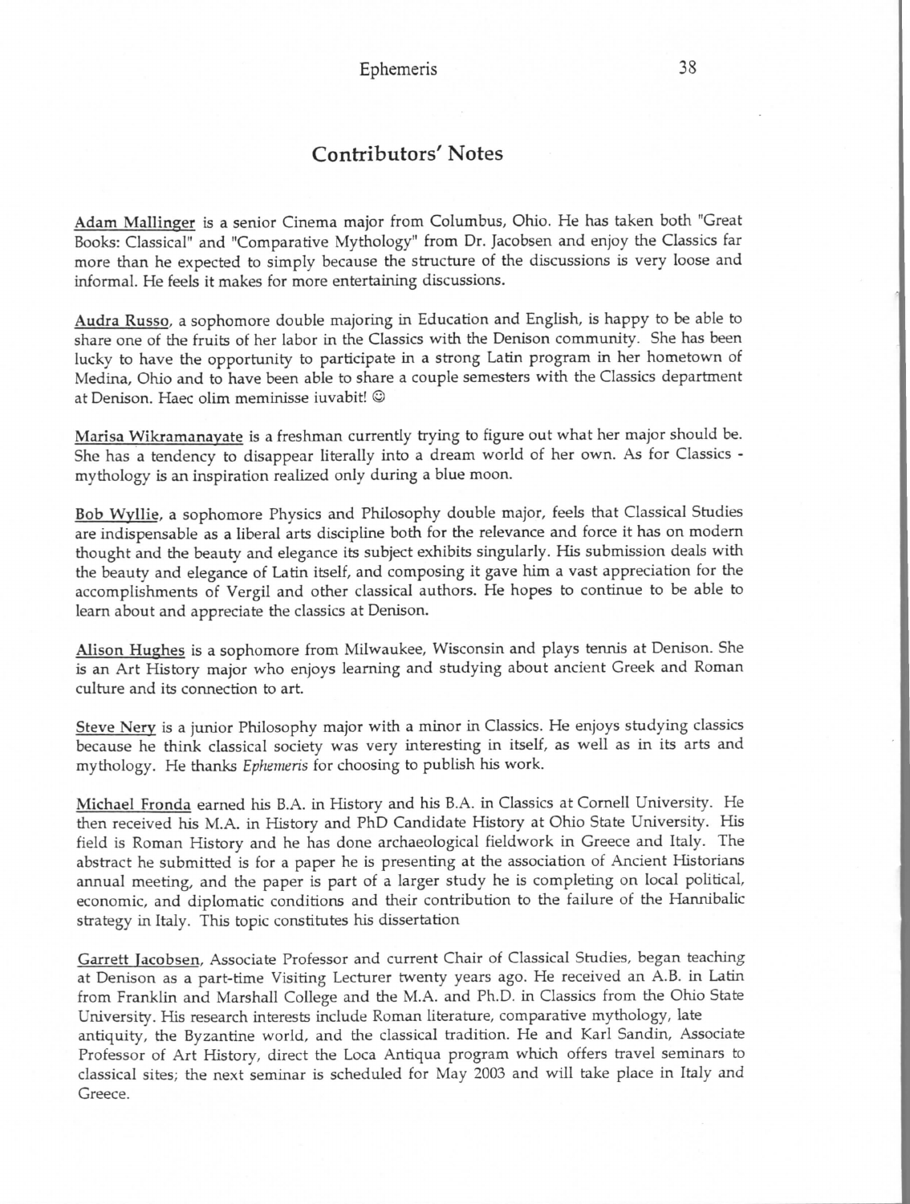## Contributors' Notes

Adam Mallinger is a senior Cinema major from Columbus, Ohio. He has taken both "Great Books: Classical" and "Comparative Mythology" from Dr. Jacobsen and enjoy the Classics far more than he expected to simply because the structure of the discussions is very loose and informal. He feels it makes for more entertaining discussions.

Audra Russo, a sophomore double majoring in Education and English, is happy to be able to share one of the fruits of her labor in the Classics with the Denison community. She has been lucky to have the opportunity to participate in a strong Latin program in her hometown of Medina, Ohio and to have been able to share a couple semesters with the Classics department at Denison. Haec olim meminisse iuvabit! ☺

Marisa Wikramanayate is a freshman currently trying to figure out what her major should be. She has a tendency to disappear literally into a dream world of her own. As for Classics - mythology is an inspiration realized only during a blue moon.

Bob Wyllie, a sophomore Physics and Philosophy double major, feels that Classical Studies are indispensable as a liberal arts discipline both for the relevance and force it has on modern thought and the beauty and elegance its subject exhibits singularly. His submission deals with the beauty and elegance of Latin itself, and composing it gave him a vast appreciation for the accomplishments of Vergil and other classical authors. He hopes to continue to be able to learn about and appreciate the classics at Denison.

Alison Hughes is a sophomore from Milwaukee, Wisconsin and plays tennis at Denison. She is an Art History major who enjoys learning and studying about ancient Greek and Roman culture and its connection to art.

Steve Nery is a junior Philosophy major with a minor in Classics. He enjoys studying classics because he think classical society was very interesting in itself, as well as in its arts and mythology. He thanks *Ephemeris* for choosing to publish his work.

Michael Fronda earned his B.A. in History and his B.A. in Classics at Cornell University. He then received his M.A. in History and PhD Candidate History at Ohio State University. His field is Roman History and he has done archaeological fieldwork in Greece and Italy. The abstract he submitted is for a paper he is presenting at the association of Ancient Historians annual meeting, and the paper is part of a larger study he is completing on local political, economic, and diplomatic conditions and their contribution to the failure of the Hannibalic strategy in Italy. This topic constitutes his dissertation

Garrett Jacobsen, Associate Professor and current Chair of Classical Studies, began teaching at Denison as a part-time Visiting Lecturer twenty years ago. He received an A.B. in Latin from Franklin and Marshall College and the M.A. and Ph.D. in Classics from the Ohio State University. His research interests include Roman literature, comparative mythology, late antiquity, the Byzantine world, and the classical tradition. He and Karl Sandin, Associate Professor of Art History, direct the Loca Antiqua program which offers travel seminars to classical sites; the next seminar is scheduled for May 2003 and will take place in Italy and Greece.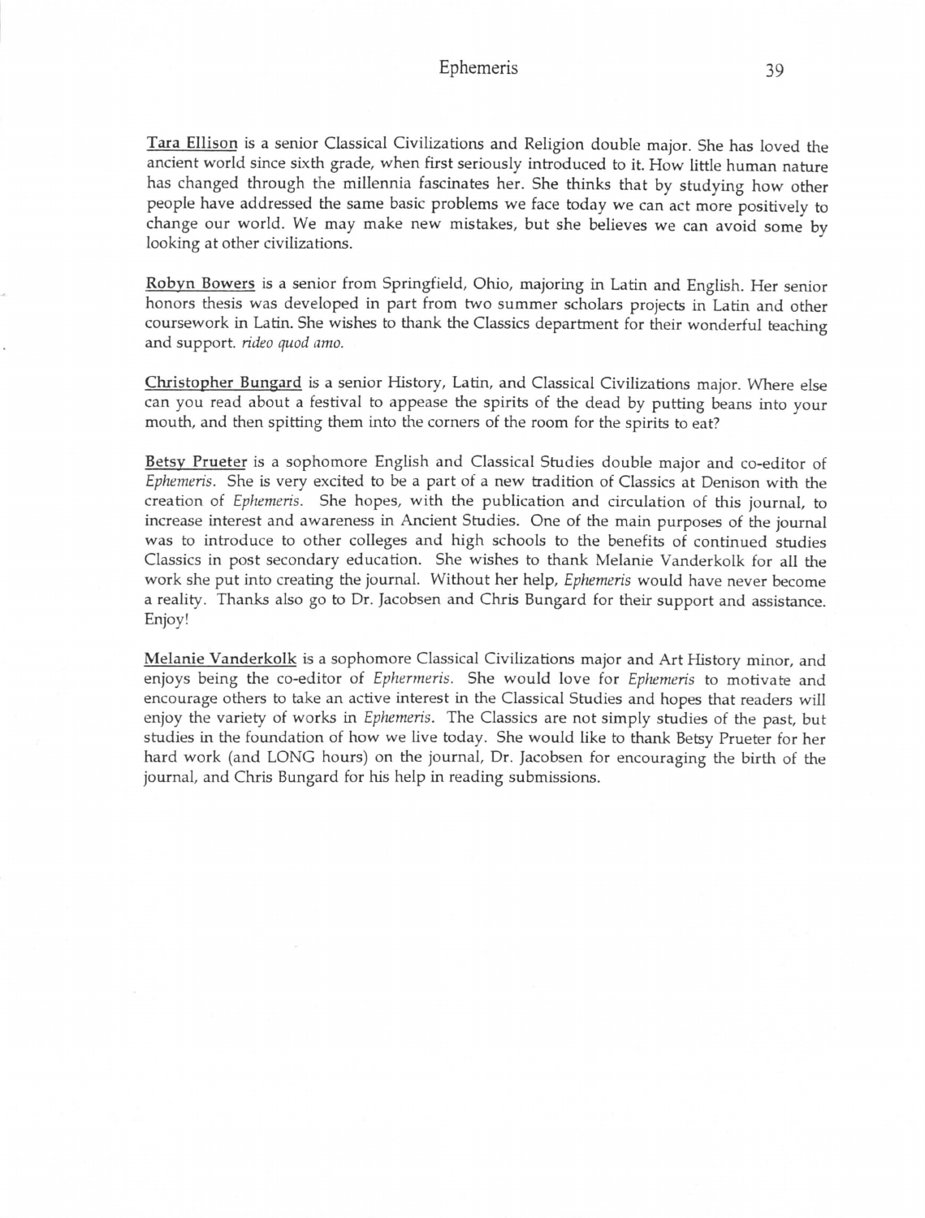Tara Ellison is a senior Classical Civilizations and Religion double major. She has loved the ancient world since sixth grade, when first seriously introduced to it. How little human nature has changed through the millennia fascinates her. She thinks that by studying how other people have addressed the same basic problems we face today we can act more positively to change our world. We may make new mistakes, but she believes we can avoid some by looking at other civilizations.

Robyn Bowers is a senior from Springfield, Ohio, majoring in Latin and English. Her senior honors thesis was developed in part from two summer scholars projects in Latin and other coursework in Latin. She wishes to thank the Classics department for their wonderful teaching and support. *rideo quod amo.*

Christopher Bungard is a senior History, Latin, and Classical Civilizations major. Where else can you read about a festival to appease the spirits of the dead by putting beans into your mouth, and then spitting them into the corners of the room for the spirits to eat?

Betsy Prueter is a sophomore English and Classical Studies double major and co-editor of *Ephemeris*. She is very excited to be a part of a new tradition of Classics at Denison with the creation of *Ephemeris*. She hopes, with the publication and circulation of this journal, to increase interest and awareness in Ancient Studies. One of the main purposes of the journal was to introduce to other colleges and high schools to the benefits of continued studies Classics in post secondary education. She wishes to thank Melanie Vanderkolk for all the work she put into creating the journal. Without her help, *Ephemeris* would have never become a reality. Thanks also go to Dr. Jacobsen and Chris Bungard for their support and assistance. Enjoy!

Melanie Vanderkolk is a sophomore Classical Civilizations major and Art History minor, and enjoys being the co-editor of *Ephermeris*. She would love for *Ephemeris* to motivate and encourage others to take an active interest in the Classical Studies and hopes that readers will enjoy the variety of works in *Ephemeris*. The Classics are not simply studies of the past, but studies in the foundation of how we live today. She would like to thank Betsy Prueter for her hard work (and LONG hours) on the journal, Dr. Jacobsen for encouraging the birth of the journal, and Chris Bungard for his help in reading submissions.